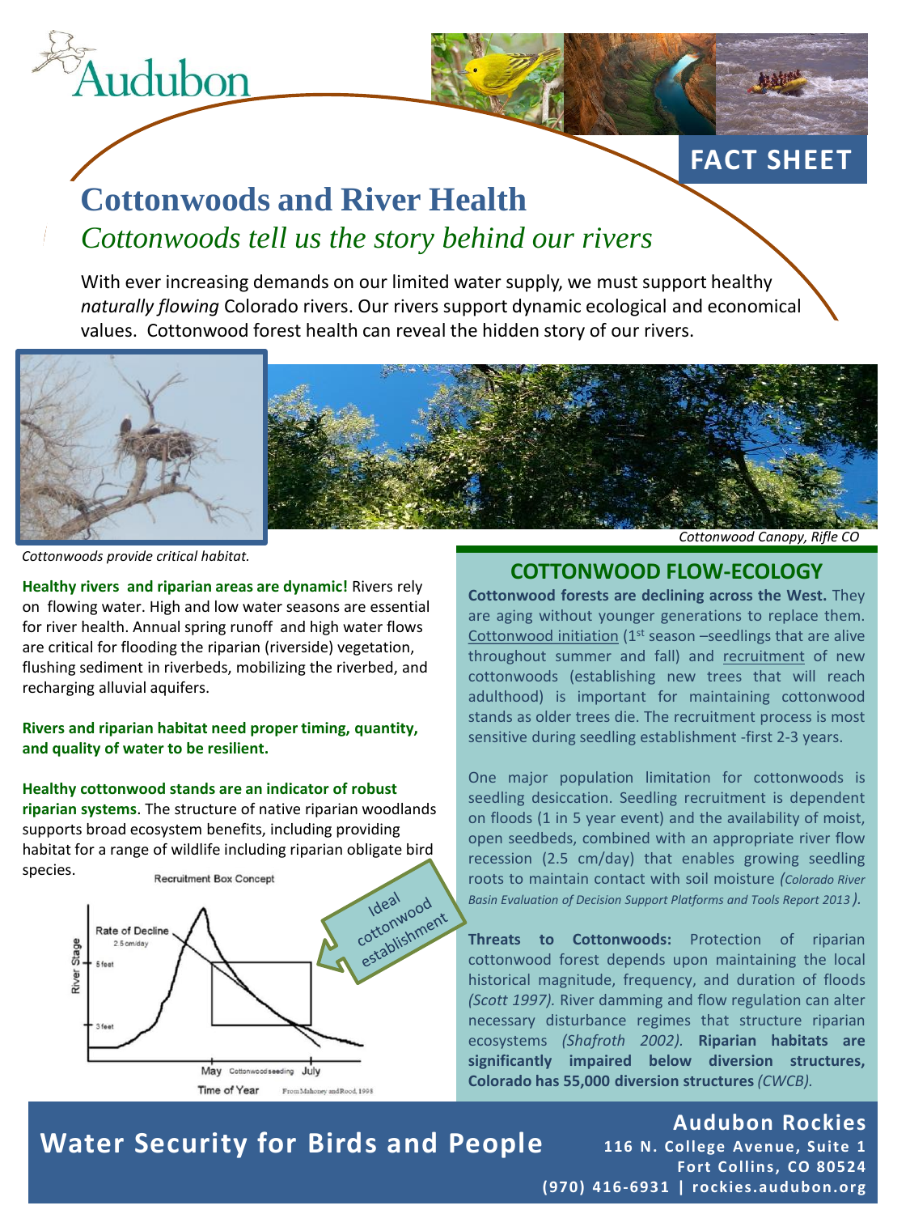Audubon

FACT SHEET

# Cottonwoods and River Health

## *Cottonwoods tell us the story behind our rivers*

With ever increasing demands on our limited water supply, we must support healthy *naturally flowing* Colorado rivers. Our rivers support dynamic ecological and economical values. Cottonwood forest health can reveal the hidden story of our rivers.

*Cottonwoods provide critical habitat.*

*Cottonwood Canopy, Rifle CO*

**Healthy rivers and riparian areas are dynamic!** Rivers rely on flowing water. High and low water seasons are essential for river health. Annual spring runoff and high water flows are critical for flooding the riparian (riverside) vegetation, flushing sediment in riverbeds, mobilizing the riverbed, and recharging alluvial aquifers.

**Rivers and riparian habitat need proper timing, quantity, and quality of water to be resilient.**

**Healthy cottonwood stands are an indicator of robust riparian systems**. The structure of native riparian woodlands supports broad ecosystem benefits, including providing habitat for a range of wildlife including riparian obligate bird species.

Recruitment Box Concept

Rate of Decline 2.5 cm/day; River Stage; 5 feet; 3 feet; May Cottonwood seeding July; Time of Year; From Mahoney and Rood, 1998

Ideal cottonwood establishment

## COTTONWOOD FLOW-ECOLOGY

**Cottonwood forests are declining across the West.** They are aging without younger generations to replace them. Cottonwood initiation (1st season –seedlings that are alive throughout summer and fall) and recruitment of new cottonwoods (establishing new trees that will reach adulthood) is important for maintaining cottonwood stands as older trees die. The recruitment process is most sensitive during seedling establishment -first 2-3 years.

One major population limitation for cottonwoods is seedling desiccation. Seedling recruitment is dependent on floods (1 in 5 year event) and the availability of moist, open seedbeds, combined with an appropriate river flow recession (2.5 cm/day) that enables growing seedling roots to maintain contact with soil moisture *(Colorado River Basin Evaluation of Decision Support Platforms and Tools Report 2013)*.

**Threats to Cottonwoods:** Protection of riparian cottonwood forest depends upon maintaining the local historical magnitude, frequency, and duration of floods *(Scott 1997).* River damming and flow regulation can alter necessary disturbance regimes that structure riparian ecosystems *(Shafroth 2002).* **Riparian habitats are significantly impaired below diversion structures, Colorado has 55,000 diversion structures** *(CWCB).*

**Water Security for Birds and People**

**Audubon Rockies**
116 N. College Avenue, Suite 1
Fort Collins, CO 80524
(970) 416-6931 | rockies.audubon.org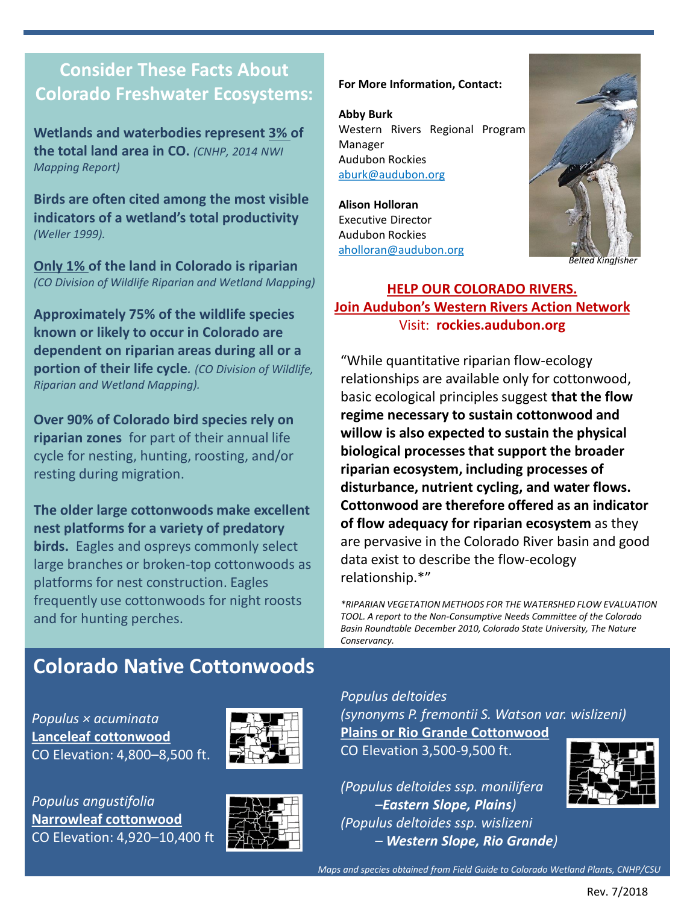## Consider These Facts About Colorado Freshwater Ecosystems:

**Wetlands and waterbodies represent 3% of the total land area in CO.** *(CNHP, 2014 NWI Mapping Report)*

**Birds are often cited among the most visible indicators of a wetland's total productivity** *(Weller 1999).*

**Only 1% of the land in Colorado is riparian** *(CO Division of Wildlife Riparian and Wetland Mapping)*

**Approximately 75% of the wildlife species known or likely to occur in Colorado are dependent on riparian areas during all or a portion of their life cycle**. *(CO Division of Wildlife, Riparian and Wetland Mapping).*

**Over 90% of Colorado bird species rely on riparian zones** for part of their annual life cycle for nesting, hunting, roosting, and/or resting during migration.

**The older large cottonwoods make excellent nest platforms for a variety of predatory birds.** Eagles and ospreys commonly select large branches or broken-top cottonwoods as platforms for nest construction. Eagles frequently use cottonwoods for night roosts and for hunting perches.

**For More Information, Contact:**

**Abby Burk**
Western Rivers Regional Program Manager
Audubon Rockies
aburk@audubon.org

**Alison Holloran**
Executive Director
Audubon Rockies
aholloran@audubon.org

*Belted Kingfisher*

**HELP OUR COLORADO RIVERS.**
**Join Audubon's Western Rivers Action Network**
Visit: **rockies.audubon.org**

"While quantitative riparian flow-ecology relationships are available only for cottonwood, basic ecological principles suggest **that the flow regime necessary to sustain cottonwood and willow is also expected to sustain the physical biological processes that support the broader riparian ecosystem, including processes of disturbance, nutrient cycling, and water flows. Cottonwood are therefore offered as an indicator of flow adequacy for riparian ecosystem** as they are pervasive in the Colorado River basin and good data exist to describe the flow-ecology relationship.*"

*\*RIPARIAN VEGETATION METHODS FOR THE WATERSHED FLOW EVALUATION TOOL. A report to the Non-Consumptive Needs Committee of the Colorado Basin Roundtable December 2010, Colorado State University, The Nature Conservancy.*

## Colorado Native Cottonwoods

*Populus × acuminata*
**Lanceleaf cottonwood**
CO Elevation: 4,800–8,500 ft.

*Populus angustifolia*
**Narrowleaf cottonwood**
CO Elevation: 4,920–10,400 ft

*Populus deltoides*
*(synonyms P. fremontii S. Watson var. wislizeni)*
**Plains or Rio Grande Cottonwood**
CO Elevation 3,500-9,500 ft.

*(Populus deltoides ssp. monilifera –**Eastern Slope, Plains**)*
*(Populus deltoides ssp. wislizeni – **Western Slope, Rio Grande**)*

*Maps and species obtained from Field Guide to Colorado Wetland Plants, CNHP/CSU*

Rev. 7/2018